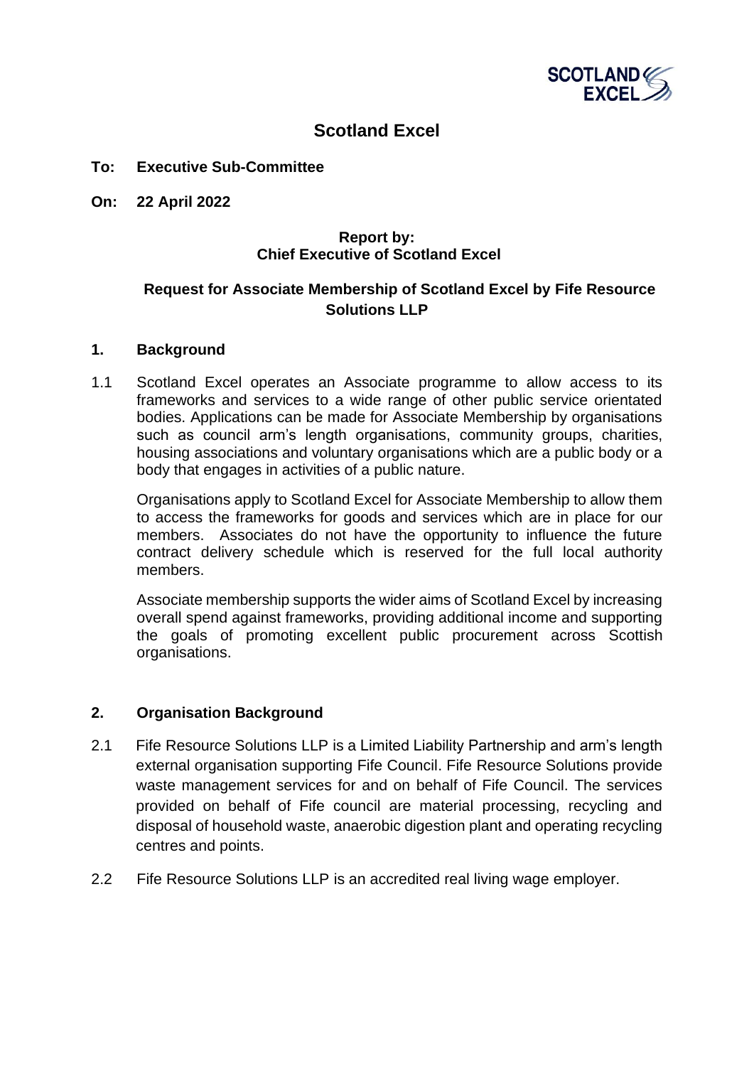# Scotland Excel

**To: Executive Sub-Committee**

**On: 22 April 2022**

**Report by:**
**Chief Executive of Scotland Excel**

## Request for Associate Membership of Scotland Excel by Fife Resource Solutions LLP

### 1. Background

1.1 Scotland Excel operates an Associate programme to allow access to its frameworks and services to a wide range of other public service orientated bodies. Applications can be made for Associate Membership by organisations such as council arm's length organisations, community groups, charities, housing associations and voluntary organisations which are a public body or a body that engages in activities of a public nature.

Organisations apply to Scotland Excel for Associate Membership to allow them to access the frameworks for goods and services which are in place for our members. Associates do not have the opportunity to influence the future contract delivery schedule which is reserved for the full local authority members.

Associate membership supports the wider aims of Scotland Excel by increasing overall spend against frameworks, providing additional income and supporting the goals of promoting excellent public procurement across Scottish organisations.

### 2. Organisation Background

2.1 Fife Resource Solutions LLP is a Limited Liability Partnership and arm's length external organisation supporting Fife Council. Fife Resource Solutions provide waste management services for and on behalf of Fife Council. The services provided on behalf of Fife council are material processing, recycling and disposal of household waste, anaerobic digestion plant and operating recycling centres and points.

2.2 Fife Resource Solutions LLP is an accredited real living wage employer.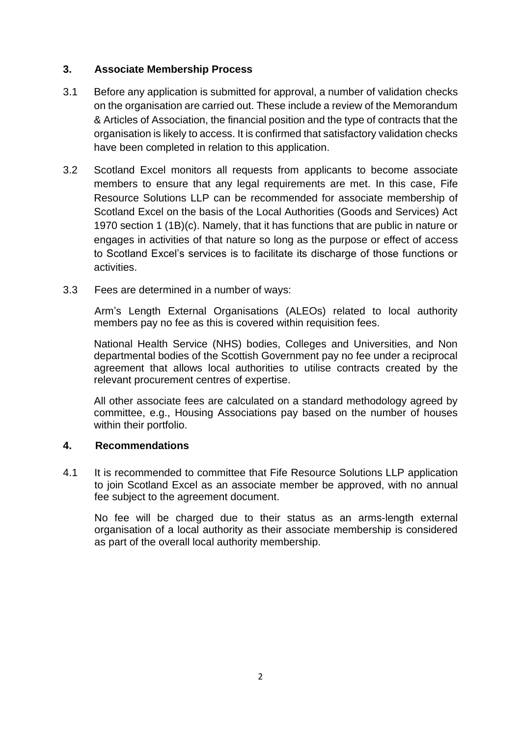## 3. Associate Membership Process

3.1 Before any application is submitted for approval, a number of validation checks on the organisation are carried out. These include a review of the Memorandum & Articles of Association, the financial position and the type of contracts that the organisation is likely to access. It is confirmed that satisfactory validation checks have been completed in relation to this application.

3.2 Scotland Excel monitors all requests from applicants to become associate members to ensure that any legal requirements are met. In this case, Fife Resource Solutions LLP can be recommended for associate membership of Scotland Excel on the basis of the Local Authorities (Goods and Services) Act 1970 section 1 (1B)(c). Namely, that it has functions that are public in nature or engages in activities of that nature so long as the purpose or effect of access to Scotland Excel's services is to facilitate its discharge of those functions or activities.

3.3 Fees are determined in a number of ways:

Arm's Length External Organisations (ALEOs) related to local authority members pay no fee as this is covered within requisition fees.

National Health Service (NHS) bodies, Colleges and Universities, and Non departmental bodies of the Scottish Government pay no fee under a reciprocal agreement that allows local authorities to utilise contracts created by the relevant procurement centres of expertise.

All other associate fees are calculated on a standard methodology agreed by committee, e.g., Housing Associations pay based on the number of houses within their portfolio.

## 4. Recommendations

4.1 It is recommended to committee that Fife Resource Solutions LLP application to join Scotland Excel as an associate member be approved, with no annual fee subject to the agreement document.

No fee will be charged due to their status as an arms-length external organisation of a local authority as their associate membership is considered as part of the overall local authority membership.